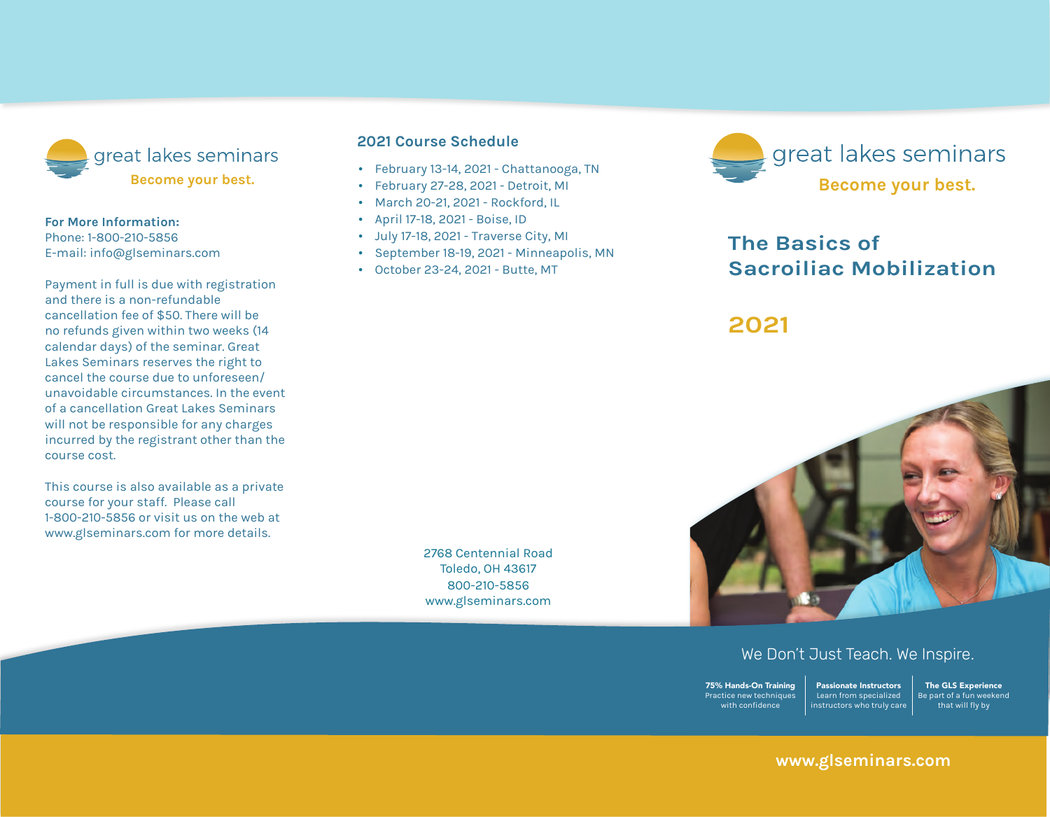great lakes seminars

**Become your best.**

**For More Information:**
Phone: 1-800-210-5856
E-mail: info@glseminars.com

Payment in full is due with registration and there is a non-refundable cancellation fee of $50. There will be no refunds given within two weeks (14 calendar days) of the seminar. Great Lakes Seminars reserves the right to cancel the course due to unforeseen/unavoidable circumstances. In the event of a cancellation Great Lakes Seminars will not be responsible for any charges incurred by the registrant other than the course cost.

This course is also available as a private course for your staff. Please call 1-800-210-5856 or visit us on the web at www.glseminars.com for more details.

## 2021 Course Schedule

- February 13-14, 2021 - Chattanooga, TN
- February 27-28, 2021 - Detroit, MI
- March 20-21, 2021 - Rockford, IL
- April 17-18, 2021 - Boise, ID
- July 17-18, 2021 - Traverse City, MI
- September 18-19, 2021 - Minneapolis, MN
- October 23-24, 2021 - Butte, MT

2768 Centennial Road
Toledo, OH 43617
800-210-5856
www.glseminars.com

great lakes seminars

**Become your best.**

# The Basics of Sacroiliac Mobilization

## 2021

We Don't Just Teach. We Inspire.

**75% Hands-On Training**
Practice new techniques with confidence

**Passionate Instructors**
Learn from specialized instructors who truly care

**The GLS Experience**
Be part of a fun weekend that will fly by

**www.glseminars.com**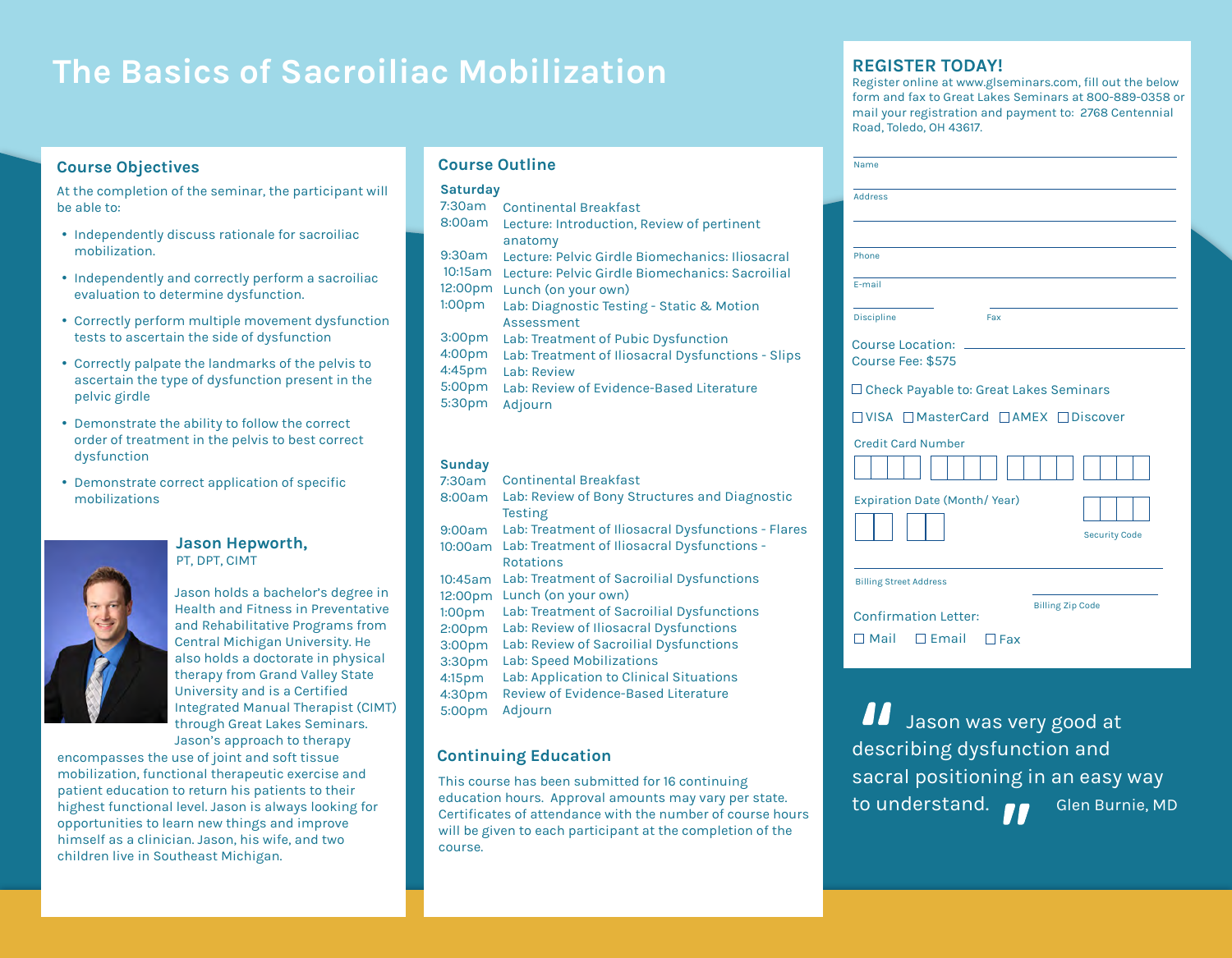# The Basics of Sacroiliac Mobilization

## Course Objectives

At the completion of the seminar, the participant will be able to:

- Independently discuss rationale for sacroiliac mobilization.
- Independently and correctly perform a sacroiliac evaluation to determine dysfunction.
- Correctly perform multiple movement dysfunction tests to ascertain the side of dysfunction
- Correctly palpate the landmarks of the pelvis to ascertain the type of dysfunction present in the pelvic girdle
- Demonstrate the ability to follow the correct order of treatment in the pelvis to best correct dysfunction
- Demonstrate correct application of specific mobilizations

### Jason Hepworth,

PT, DPT, CIMT

Jason holds a bachelor's degree in Health and Fitness in Preventative and Rehabilitative Programs from Central Michigan University. He also holds a doctorate in physical therapy from Grand Valley State University and is a Certified Integrated Manual Therapist (CIMT) through Great Lakes Seminars. Jason's approach to therapy encompasses the use of joint and soft tissue mobilization, functional therapeutic exercise and patient education to return his patients to their highest functional level. Jason is always looking for opportunities to learn new things and improve himself as a clinician. Jason, his wife, and two children live in Southeast Michigan.

## Course Outline

**Saturday**

| | |
|---|---|
| 7:30am | Continental Breakfast |
| 8:00am | Lecture: Introduction, Review of pertinent anatomy |
| 9:30am | Lecture: Pelvic Girdle Biomechanics: Iliosacral |
| 10:15am | Lecture: Pelvic Girdle Biomechanics: Sacroilial |
| 12:00pm | Lunch (on your own) |
| 1:00pm | Lab: Diagnostic Testing - Static & Motion Assessment |
| 3:00pm | Lab: Treatment of Pubic Dysfunction |
| 4:00pm | Lab: Treatment of Iliosacral Dysfunctions - Slips |
| 4:45pm | Lab: Review |
| 5:00pm | Lab: Review of Evidence-Based Literature |
| 5:30pm | Adjourn |

**Sunday**

| | |
|---|---|
| 7:30am | Continental Breakfast |
| 8:00am | Lab: Review of Bony Structures and Diagnostic Testing |
| 9:00am | Lab: Treatment of Iliosacral Dysfunctions - Flares |
| 10:00am | Lab: Treatment of Iliosacral Dysfunctions - Rotations |
| 10:45am | Lab: Treatment of Sacroilial Dysfunctions |
| 12:00pm | Lunch (on your own) |
| 1:00pm | Lab: Treatment of Sacroilial Dysfunctions |
| 2:00pm | Lab: Review of Iliosacral Dysfunctions |
| 3:00pm | Lab: Review of Sacroilial Dysfunctions |
| 3:30pm | Lab: Speed Mobilizations |
| 4:15pm | Lab: Application to Clinical Situations |
| 4:30pm | Review of Evidence-Based Literature |
| 5:00pm | Adjourn |

## Continuing Education

This course has been submitted for 16 continuing education hours. Approval amounts may vary per state. Certificates of attendance with the number of course hours will be given to each participant at the completion of the course.

## REGISTER TODAY!

Register online at www.glseminars.com, fill out the below form and fax to Great Lakes Seminars at 800-889-0358 or mail your registration and payment to: 2768 Centennial Road, Toledo, OH 43617.

Name

Address

Phone

E-mail

Discipline

Fax

Course Location:

Course Fee: $575

☐ Check Payable to: Great Lakes Seminars

☐ VISA ☐ MasterCard ☐ AMEX ☐ Discover

Credit Card Number

Expiration Date (Month/ Year)

Security Code

Billing Street Address

Billing Zip Code

Confirmation Letter:

☐ Mail ☐ Email ☐ Fax

> "Jason was very good at describing dysfunction and sacral positioning in an easy way to understand." Glen Burnie, MD